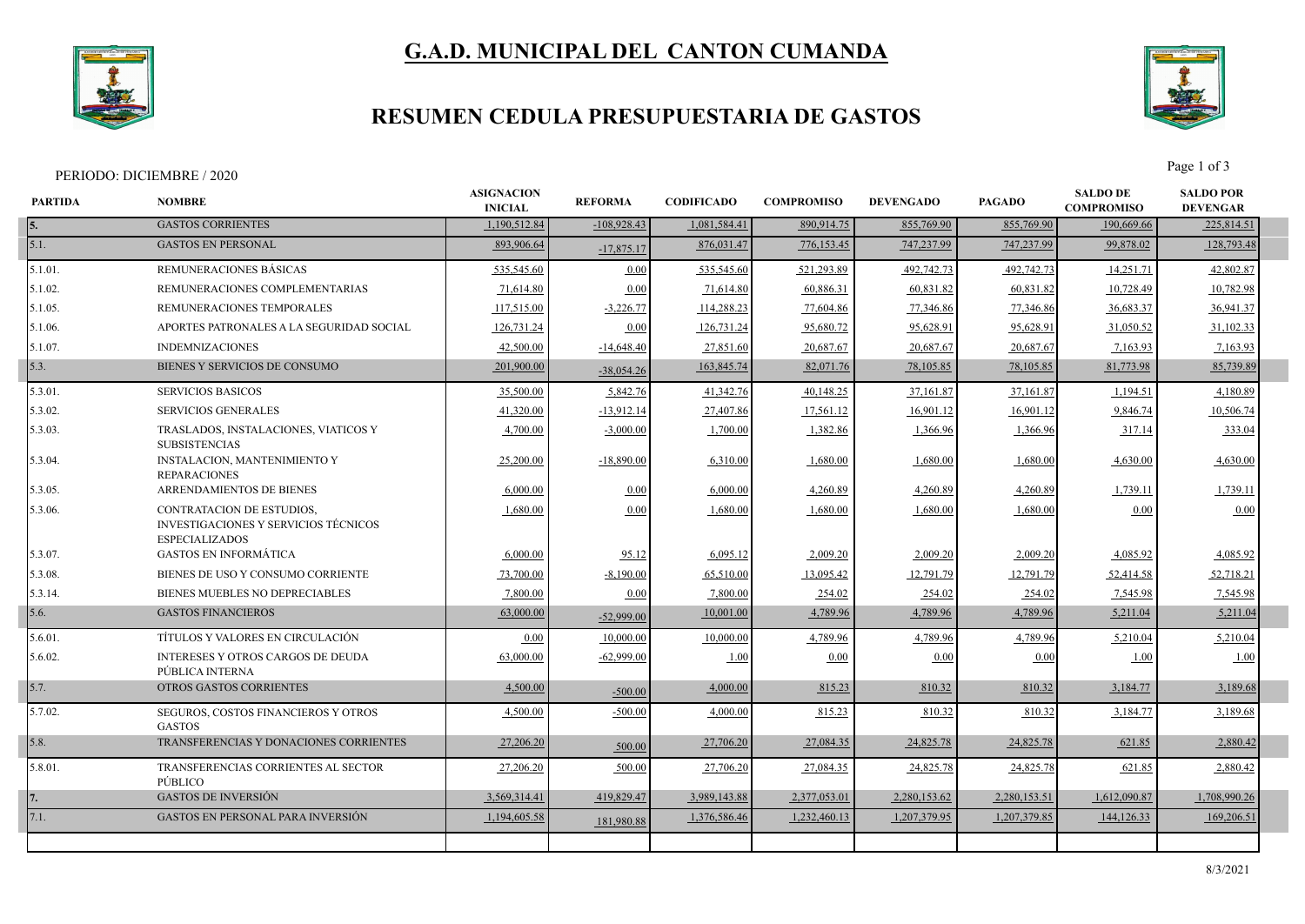# G.A.D. MUNICIPAL DEL CANTON CUMANDA

## RESUMEN CEDULA PRESUPUESTARIA DE GASTOS

PERIODO: DICIEMBRE / 2020

| PARTIDA | NOMBRE | ASIGNACION INICIAL | REFORMA | CODIFICADO | COMPROMISO | DEVENGADO | PAGADO | SALDO DE COMPROMISO | SALDO POR DEVENGAR |
|---|---|---|---|---|---|---|---|---|---|
| 5. | GASTOS CORRIENTES | 1,190,512.84 | -108,928.43 | 1,081,584.41 | 890,914.75 | 855,769.90 | 855,769.90 | 190,669.66 | 225,814.51 |
| 5.1. | GASTOS EN PERSONAL | 893,906.64 | -17,875.17 | 876,031.47 | 776,153.45 | 747,237.99 | 747,237.99 | 99,878.02 | 128,793.48 |
| 5.1.01. | REMUNERACIONES BÁSICAS | 535,545.60 | 0.00 | 535,545.60 | 521,293.89 | 492,742.73 | 492,742.73 | 14,251.71 | 42,802.87 |
| 5.1.02. | REMUNERACIONES COMPLEMENTARIAS | 71,614.80 | 0.00 | 71,614.80 | 60,886.31 | 60,831.82 | 60,831.82 | 10,728.49 | 10,782.98 |
| 5.1.05. | REMUNERACIONES TEMPORALES | 117,515.00 | -3,226.77 | 114,288.23 | 77,604.86 | 77,346.86 | 77,346.86 | 36,683.37 | 36,941.37 |
| 5.1.06. | APORTES PATRONALES A LA SEGURIDAD SOCIAL | 126,731.24 | 0.00 | 126,731.24 | 95,680.72 | 95,628.91 | 95,628.91 | 31,050.52 | 31,102.33 |
| 5.1.07. | INDEMNIZACIONES | 42,500.00 | -14,648.40 | 27,851.60 | 20,687.67 | 20,687.67 | 20,687.67 | 7,163.93 | 7,163.93 |
| 5.3. | BIENES Y SERVICIOS DE CONSUMO | 201,900.00 | -38,054.26 | 163,845.74 | 82,071.76 | 78,105.85 | 78,105.85 | 81,773.98 | 85,739.89 |
| 5.3.01. | SERVICIOS BASICOS | 35,500.00 | 5,842.76 | 41,342.76 | 40,148.25 | 37,161.87 | 37,161.87 | 1,194.51 | 4,180.89 |
| 5.3.02. | SERVICIOS GENERALES | 41,320.00 | -13,912.14 | 27,407.86 | 17,561.12 | 16,901.12 | 16,901.12 | 9,846.74 | 10,506.74 |
| 5.3.03. | TRASLADOS, INSTALACIONES, VIATICOS Y SUBSISTENCIAS | 4,700.00 | -3,000.00 | 1,700.00 | 1,382.86 | 1,366.96 | 1,366.96 | 317.14 | 333.04 |
| 5.3.04. | INSTALACION, MANTENIMIENTO Y REPARACIONES | 25,200.00 | -18,890.00 | 6,310.00 | 1,680.00 | 1,680.00 | 1,680.00 | 4,630.00 | 4,630.00 |
| 5.3.05. | ARRENDAMIENTOS DE BIENES | 6,000.00 | 0.00 | 6,000.00 | 4,260.89 | 4,260.89 | 4,260.89 | 1,739.11 | 1,739.11 |
| 5.3.06. | CONTRATACION DE ESTUDIOS, INVESTIGACIONES Y SERVICIOS TÉCNICOS ESPECIALIZADOS | 1,680.00 | 0.00 | 1,680.00 | 1,680.00 | 1,680.00 | 1,680.00 | 0.00 | 0.00 |
| 5.3.07. | GASTOS EN INFORMÁTICA | 6,000.00 | 95.12 | 6,095.12 | 2,009.20 | 2,009.20 | 2,009.20 | 4,085.92 | 4,085.92 |
| 5.3.08. | BIENES DE USO Y CONSUMO CORRIENTE | 73,700.00 | -8,190.00 | 65,510.00 | 13,095.42 | 12,791.79 | 12,791.79 | 52,414.58 | 52,718.21 |
| 5.3.14. | BIENES MUEBLES NO DEPRECIABLES | 7,800.00 | 0.00 | 7,800.00 | 254.02 | 254.02 | 254.02 | 7,545.98 | 7,545.98 |
| 5.6. | GASTOS FINANCIEROS | 63,000.00 | -52,999.00 | 10,001.00 | 4,789.96 | 4,789.96 | 4,789.96 | 5,211.04 | 5,211.04 |
| 5.6.01. | TÍTULOS Y VALORES EN CIRCULACIÓN | 0.00 | 10,000.00 | 10,000.00 | 4,789.96 | 4,789.96 | 4,789.96 | 5,210.04 | 5,210.04 |
| 5.6.02. | INTERESES Y OTROS CARGOS DE DEUDA PÚBLICA INTERNA | 63,000.00 | -62,999.00 | 1.00 | 0.00 | 0.00 | 0.00 | 1.00 | 1.00 |
| 5.7. | OTROS GASTOS CORRIENTES | 4,500.00 | -500.00 | 4,000.00 | 815.23 | 810.32 | 810.32 | 3,184.77 | 3,189.68 |
| 5.7.02. | SEGUROS, COSTOS FINANCIEROS Y OTROS GASTOS | 4,500.00 | -500.00 | 4,000.00 | 815.23 | 810.32 | 810.32 | 3,184.77 | 3,189.68 |
| 5.8. | TRANSFERENCIAS Y DONACIONES CORRIENTES | 27,206.20 | 500.00 | 27,706.20 | 27,084.35 | 24,825.78 | 24,825.78 | 621.85 | 2,880.42 |
| 5.8.01. | TRANSFERENCIAS CORRIENTES AL SECTOR PÚBLICO | 27,206.20 | 500.00 | 27,706.20 | 27,084.35 | 24,825.78 | 24,825.78 | 621.85 | 2,880.42 |
| 7. | GASTOS DE INVERSIÓN | 3,569,314.41 | 419,829.47 | 3,989,143.88 | 2,377,053.01 | 2,280,153.62 | 2,280,153.51 | 1,612,090.87 | 1,708,990.26 |
| 7.1. | GASTOS EN PERSONAL PARA INVERSIÓN | 1,194,605.58 | 181,980.88 | 1,376,586.46 | 1,232,460.13 | 1,207,379.95 | 1,207,379.85 | 144,126.33 | 169,206.51 |

8/3/2021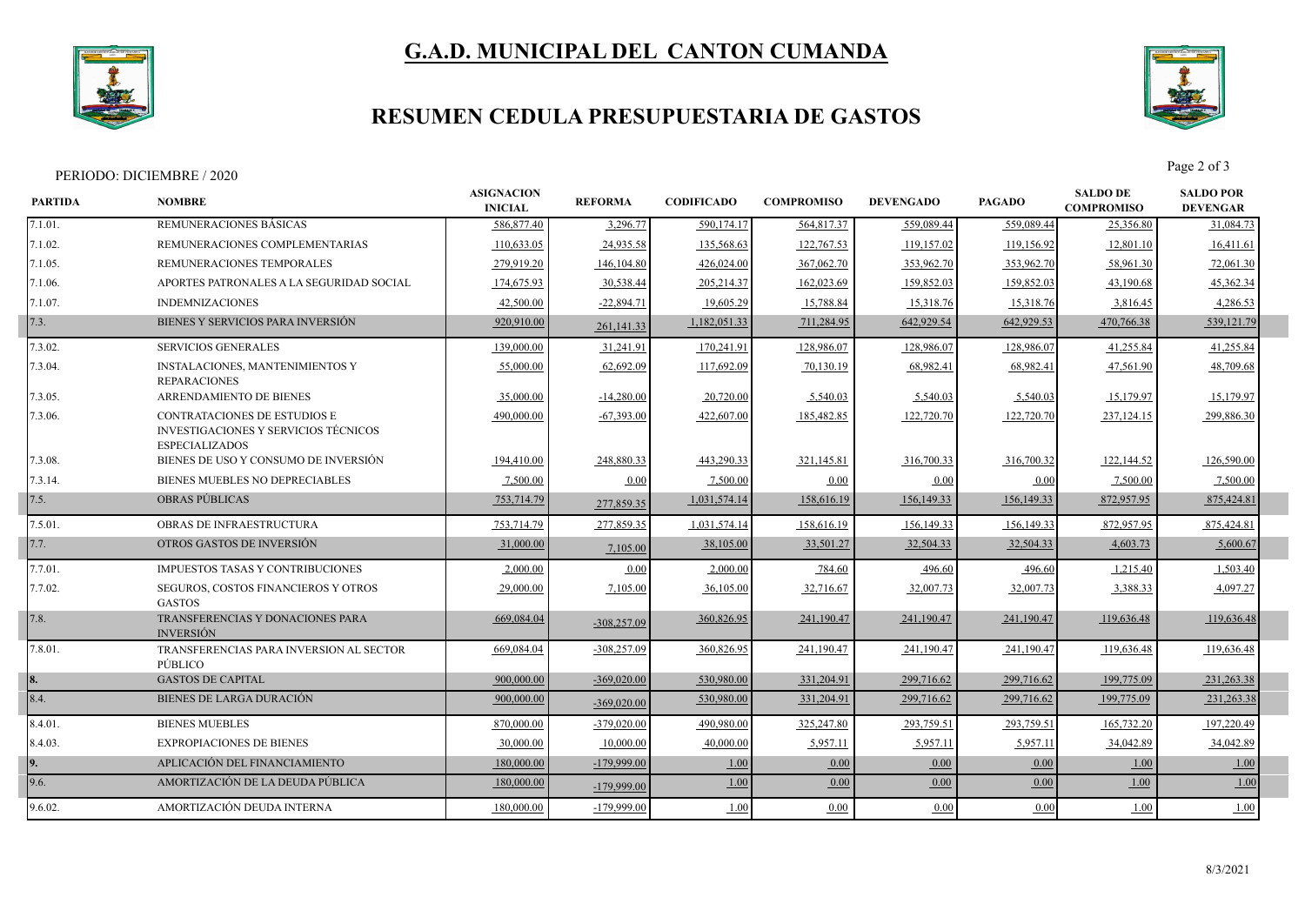# G.A.D. MUNICIPAL DEL CANTON CUMANDA

## RESUMEN CEDULA PRESUPUESTARIA DE GASTOS

PERIODO: DICIEMBRE / 2020

| PARTIDA | NOMBRE | ASIGNACION INICIAL | REFORMA | CODIFICADO | COMPROMISO | DEVENGADO | PAGADO | SALDO DE COMPROMISO | SALDO POR DEVENGAR |
|---|---|---|---|---|---|---|---|---|---|
| 7.1.01. | REMUNERACIONES BÁSICAS | 586,877.40 | 3,296.77 | 590,174.17 | 564,817.37 | 559,089.44 | 559,089.44 | 25,356.80 | 31,084.73 |
| 7.1.02. | REMUNERACIONES COMPLEMENTARIAS | 110,633.05 | 24,935.58 | 135,568.63 | 122,767.53 | 119,157.02 | 119,156.92 | 12,801.10 | 16,411.61 |
| 7.1.05. | REMUNERACIONES TEMPORALES | 279,919.20 | 146,104.80 | 426,024.00 | 367,062.70 | 353,962.70 | 353,962.70 | 58,961.30 | 72,061.30 |
| 7.1.06. | APORTES PATRONALES A LA SEGURIDAD SOCIAL | 174,675.93 | 30,538.44 | 205,214.37 | 162,023.69 | 159,852.03 | 159,852.03 | 43,190.68 | 45,362.34 |
| 7.1.07. | INDEMNIZACIONES | 42,500.00 | -22,894.71 | 19,605.29 | 15,788.84 | 15,318.76 | 15,318.76 | 3,816.45 | 4,286.53 |
| 7.3. | BIENES Y SERVICIOS PARA INVERSIÓN | 920,910.00 | 261,141.33 | 1,182,051.33 | 711,284.95 | 642,929.54 | 642,929.53 | 470,766.38 | 539,121.79 |
| 7.3.02. | SERVICIOS GENERALES | 139,000.00 | 31,241.91 | 170,241.91 | 128,986.07 | 128,986.07 | 128,986.07 | 41,255.84 | 41,255.84 |
| 7.3.04. | INSTALACIONES, MANTENIMIENTOS Y REPARACIONES | 55,000.00 | 62,692.09 | 117,692.09 | 70,130.19 | 68,982.41 | 68,982.41 | 47,561.90 | 48,709.68 |
| 7.3.05. | ARRENDAMIENTO DE BIENES | 35,000.00 | -14,280.00 | 20,720.00 | 5,540.03 | 5,540.03 | 5,540.03 | 15,179.97 | 15,179.97 |
| 7.3.06. | CONTRATACIONES DE ESTUDIOS E INVESTIGACIONES Y SERVICIOS TÉCNICOS ESPECIALIZADOS | 490,000.00 | -67,393.00 | 422,607.00 | 185,482.85 | 122,720.70 | 122,720.70 | 237,124.15 | 299,886.30 |
| 7.3.08. | BIENES DE USO Y CONSUMO DE INVERSIÓN | 194,410.00 | 248,880.33 | 443,290.33 | 321,145.81 | 316,700.33 | 316,700.32 | 122,144.52 | 126,590.00 |
| 7.3.14. | BIENES MUEBLES NO DEPRECIABLES | 7,500.00 | 0.00 | 7,500.00 | 0.00 | 0.00 | 0.00 | 7,500.00 | 7,500.00 |
| 7.5. | OBRAS PÚBLICAS | 753,714.79 | 277,859.35 | 1,031,574.14 | 158,616.19 | 156,149.33 | 156,149.33 | 872,957.95 | 875,424.81 |
| 7.5.01. | OBRAS DE INFRAESTRUCTURA | 753,714.79 | 277,859.35 | 1,031,574.14 | 158,616.19 | 156,149.33 | 156,149.33 | 872,957.95 | 875,424.81 |
| 7.7. | OTROS GASTOS DE INVERSIÓN | 31,000.00 | 7,105.00 | 38,105.00 | 33,501.27 | 32,504.33 | 32,504.33 | 4,603.73 | 5,600.67 |
| 7.7.01. | IMPUESTOS TASAS Y CONTRIBUCIONES | 2,000.00 | 0.00 | 2,000.00 | 784.60 | 496.60 | 496.60 | 1,215.40 | 1,503.40 |
| 7.7.02. | SEGUROS, COSTOS FINANCIEROS Y OTROS GASTOS | 29,000.00 | 7,105.00 | 36,105.00 | 32,716.67 | 32,007.73 | 32,007.73 | 3,388.33 | 4,097.27 |
| 7.8. | TRANSFERENCIAS Y DONACIONES PARA INVERSIÓN | 669,084.04 | -308,257.09 | 360,826.95 | 241,190.47 | 241,190.47 | 241,190.47 | 119,636.48 | 119,636.48 |
| 7.8.01. | TRANSFERENCIAS PARA INVERSION AL SECTOR PÚBLICO | 669,084.04 | -308,257.09 | 360,826.95 | 241,190.47 | 241,190.47 | 241,190.47 | 119,636.48 | 119,636.48 |
| 8. | GASTOS DE CAPITAL | 900,000.00 | -369,020.00 | 530,980.00 | 331,204.91 | 299,716.62 | 299,716.62 | 199,775.09 | 231,263.38 |
| 8.4. | BIENES DE LARGA DURACIÓN | 900,000.00 | -369,020.00 | 530,980.00 | 331,204.91 | 299,716.62 | 299,716.62 | 199,775.09 | 231,263.38 |
| 8.4.01. | BIENES MUEBLES | 870,000.00 | -379,020.00 | 490,980.00 | 325,247.80 | 293,759.51 | 293,759.51 | 165,732.20 | 197,220.49 |
| 8.4.03. | EXPROPIACIONES DE BIENES | 30,000.00 | 10,000.00 | 40,000.00 | 5,957.11 | 5,957.11 | 5,957.11 | 34,042.89 | 34,042.89 |
| 9. | APLICACIÓN DEL FINANCIAMIENTO | 180,000.00 | -179,999.00 | 1.00 | 0.00 | 0.00 | 0.00 | 1.00 | 1.00 |
| 9.6. | AMORTIZACIÓN DE LA DEUDA PÚBLICA | 180,000.00 | -179,999.00 | 1.00 | 0.00 | 0.00 | 0.00 | 1.00 | 1.00 |
| 9.6.02. | AMORTIZACIÓN DEUDA INTERNA | 180,000.00 | -179,999.00 | 1.00 | 0.00 | 0.00 | 0.00 | 1.00 | 1.00 |

8/3/2021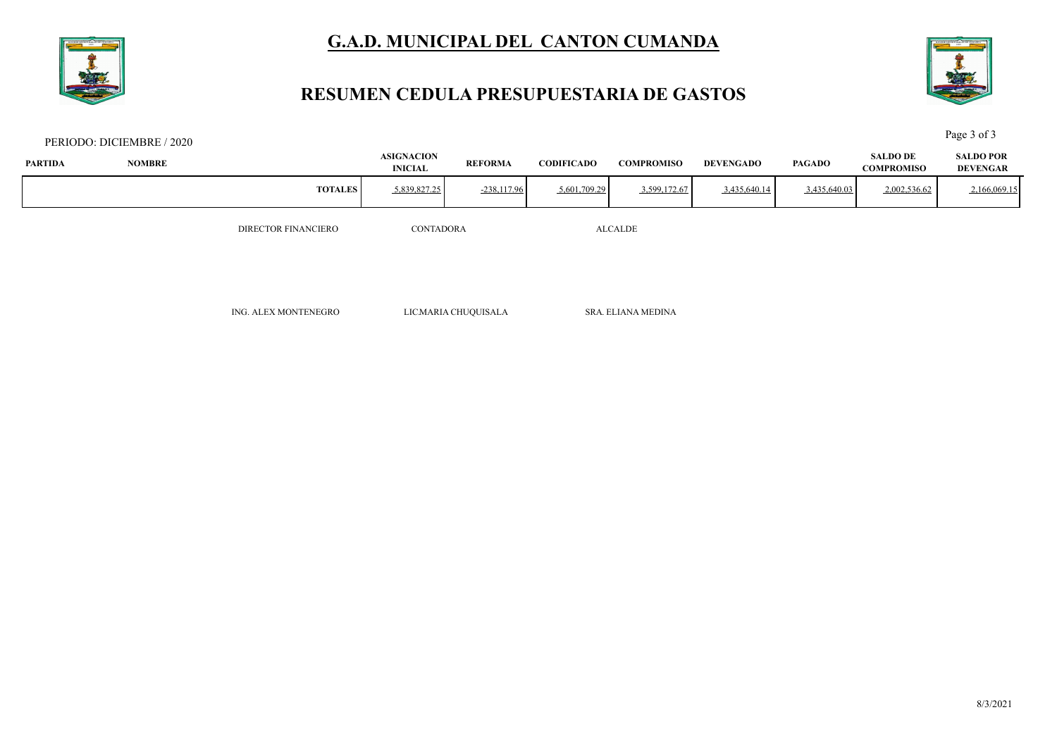# G.A.D. MUNICIPAL DEL CANTON CUMANDA

## RESUMEN CEDULA PRESUPUESTARIA DE GASTOS

PERIODO: DICIEMBRE / 2020

| PARTIDA | NOMBRE | ASIGNACION INICIAL | REFORMA | CODIFICADO | COMPROMISO | DEVENGADO | PAGADO | SALDO DE COMPROMISO | SALDO POR DEVENGAR |
|---|---|---|---|---|---|---|---|---|---|
| | TOTALES | 5,839,827.25 | -238,117.96 | 5,601,709.29 | 3,599,172.67 | 3,435,640.14 | 3,435,640.03 | 2,002,536.62 | 2,166,069.15 |

| DIRECTOR FINANCIERO | CONTADORA | ALCALDE |
|---|---|---|
| ING. ALEX MONTENEGRO | LIC.MARIA CHUQUISALA | SRA. ELIANA MEDINA |

8/3/2021